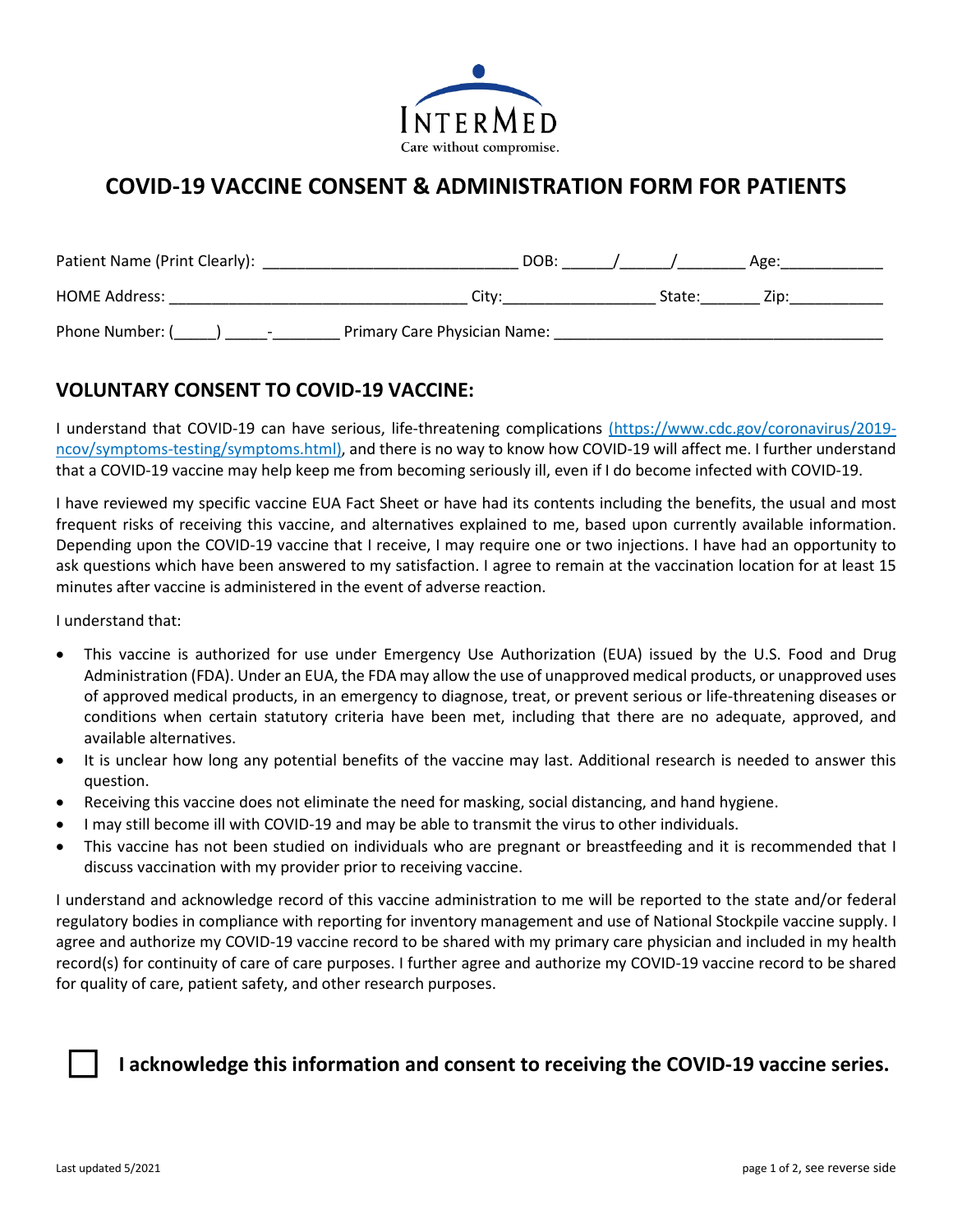INTERMED

Care without compromise.

# COVID-19 VACCINE CONSENT & ADMINISTRATION FORM FOR PATIENTS

Patient Name (Print Clearly): ______________________________ DOB: ______/______/________ Age:____________

HOME Address: __________________________________ City:__________________ State:_______ Zip:___________

Phone Number: (_____) _____-________ Primary Care Physician Name: ______________________________________

## VOLUNTARY CONSENT TO COVID-19 VACCINE:

I understand that COVID-19 can have serious, life-threatening complications (https://www.cdc.gov/coronavirus/2019-ncov/symptoms-testing/symptoms.html), and there is no way to know how COVID-19 will affect me. I further understand that a COVID-19 vaccine may help keep me from becoming seriously ill, even if I do become infected with COVID-19.

I have reviewed my specific vaccine EUA Fact Sheet or have had its contents including the benefits, the usual and most frequent risks of receiving this vaccine, and alternatives explained to me, based upon currently available information. Depending upon the COVID-19 vaccine that I receive, I may require one or two injections. I have had an opportunity to ask questions which have been answered to my satisfaction. I agree to remain at the vaccination location for at least 15 minutes after vaccine is administered in the event of adverse reaction.

I understand that:

- This vaccine is authorized for use under Emergency Use Authorization (EUA) issued by the U.S. Food and Drug Administration (FDA). Under an EUA, the FDA may allow the use of unapproved medical products, or unapproved uses of approved medical products, in an emergency to diagnose, treat, or prevent serious or life-threatening diseases or conditions when certain statutory criteria have been met, including that there are no adequate, approved, and available alternatives.
- It is unclear how long any potential benefits of the vaccine may last. Additional research is needed to answer this question.
- Receiving this vaccine does not eliminate the need for masking, social distancing, and hand hygiene.
- I may still become ill with COVID-19 and may be able to transmit the virus to other individuals.
- This vaccine has not been studied on individuals who are pregnant or breastfeeding and it is recommended that I discuss vaccination with my provider prior to receiving vaccine.

I understand and acknowledge record of this vaccine administration to me will be reported to the state and/or federal regulatory bodies in compliance with reporting for inventory management and use of National Stockpile vaccine supply. I agree and authorize my COVID-19 vaccine record to be shared with my primary care physician and included in my health record(s) for continuity of care of care purposes. I further agree and authorize my COVID-19 vaccine record to be shared for quality of care, patient safety, and other research purposes.

☐ **I acknowledge this information and consent to receiving the COVID-19 vaccine series.**

Last updated 5/2021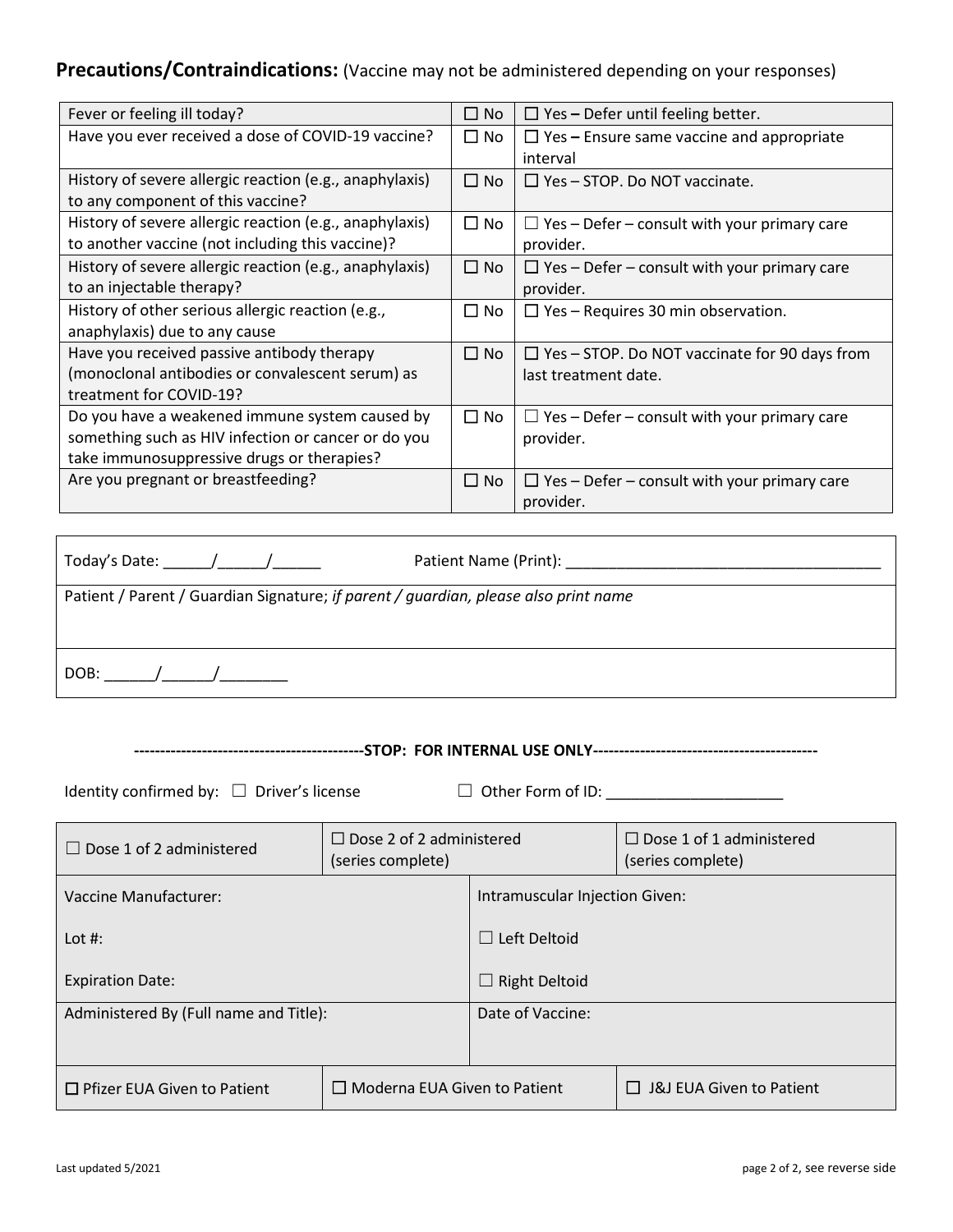**Precautions/Contraindications:** (Vaccine may not be administered depending on your responses)

| | | |
|---|---|---|
| Fever or feeling ill today? | ☐ No | ☐ Yes **–** Defer until feeling better. |
| Have you ever received a dose of COVID-19 vaccine? | ☐ No | ☐ Yes **–** Ensure same vaccine and appropriate interval |
| History of severe allergic reaction (e.g., anaphylaxis) to any component of this vaccine? | ☐ No | ☐ Yes – STOP. Do NOT vaccinate. |
| History of severe allergic reaction (e.g., anaphylaxis) to another vaccine (not including this vaccine)? | ☐ No | ☐ Yes – Defer – consult with your primary care provider. |
| History of severe allergic reaction (e.g., anaphylaxis) to an injectable therapy? | ☐ No | ☐ Yes – Defer – consult with your primary care provider. |
| History of other serious allergic reaction (e.g., anaphylaxis) due to any cause | ☐ No | ☐ Yes – Requires 30 min observation. |
| Have you received passive antibody therapy (monoclonal antibodies or convalescent serum) as treatment for COVID-19? | ☐ No | ☐ Yes – STOP. Do NOT vaccinate for 90 days from last treatment date. |
| Do you have a weakened immune system caused by something such as HIV infection or cancer or do you take immunosuppressive drugs or therapies? | ☐ No | ☐ Yes – Defer – consult with your primary care provider. |
| Are you pregnant or breastfeeding? | ☐ No | ☐ Yes – Defer – consult with your primary care provider. |

Today's Date: ______/______/______ Patient Name (Print): ______________________________________

Patient / Parent / Guardian Signature; *if parent / guardian, please also print name*

DOB: ______/______/________

**-------------------------------------------STOP: FOR INTERNAL USE ONLY------------------------------------------**

Identity confirmed by: ☐ Driver's license ☐ Other Form of ID: _____________________

| | | |
|---|---|---|
| ☐ Dose 1 of 2 administered | ☐ Dose 2 of 2 administered (series complete) | ☐ Dose 1 of 1 administered (series complete) |
| Vaccine Manufacturer:<br><br>Lot #:<br><br>Expiration Date: | Intramuscular Injection Given:<br><br>☐ Left Deltoid<br><br>☐ Right Deltoid | |
| Administered By (Full name and Title): | Date of Vaccine: | |
| ☐ Pfizer EUA Given to Patient | ☐ Moderna EUA Given to Patient | ☐ J&J EUA Given to Patient |

Last updated 5/2021

see reverse side